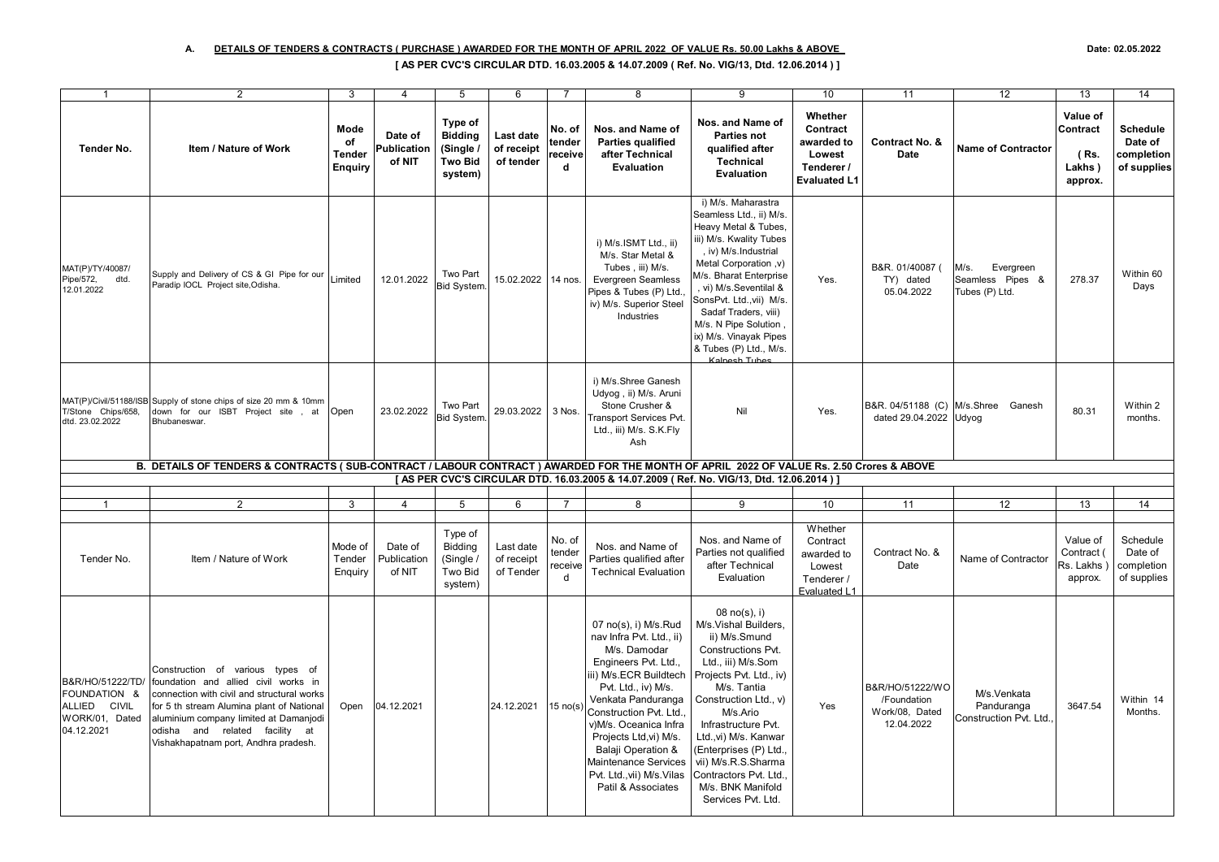## A. DETAILS OF TENDERS & CONTRACTS ( PURCHASE ) AWARDED FOR THE MONTH OF APRIL 2022 OF VALUE Rs. 50.00 Lakhs & ABOVE

Date: 02.05.2022

**[ AS PER CVC'S CIRCULAR DTD. 16.03.2005 & 14.07.2009 ( Ref. No. VIG/13, Dtd. 12.06.2014 ) ]**

| 1 | 2 | 3 | 4 | 5 | 6 | 7 | 8 | 9 | 10 | 11 | 12 | 13 | 14 |
|---|---|---|---|---|---|---|---|---|---|---|---|---|---|
| **Tender No.** | **Item / Nature of Work** | **Mode of Tender Enquiry** | **Date of Publication of NIT** | **Type of Bidding (Single / Two Bid system)** | **Last date of receipt of tender** | **No. of tender received** | **Nos. and Name of Parties qualified after Technical Evaluation** | **Nos. and Name of Parties not qualified after Technical Evaluation** | **Whether Contract awarded to Lowest Tenderer / Evaluated L1** | **Contract No. & Date** | **Name of Contractor** | **Value of Contract (Rs. Lakhs) approx.** | **Schedule Date of completion of supplies** |
| MAT(P)/TY/40087/ Pipe/572, dtd. 12.01.2022 | Supply and Delivery of CS & GI Pipe for our Paradip IOCL Project site,Odisha. | Limited | 12.01.2022 | Two Part Bid System. | 15.02.2022 | 14 nos. | i) M/s.ISMT Ltd., ii) M/s. Star Metal & Tubes , iii) M/s. Evergreen Seamless Pipes & Tubes (P) Ltd., iv) M/s. Superior Steel Industries | i) M/s. Maharastra Seamless Ltd., ii) M/s. Heavy Metal & Tubes, iii) M/s. Kwality Tubes , iv) M/s.Industrial Metal Corporation ,v) M/s. Bharat Enterprise , vi) M/s.Seventilal & SonsPvt. Ltd.,vii) M/s. Sadaf Traders, viii) M/s. N Pipe Solution , ix) M/s. Vinayak Pipes & Tubes (P) Ltd., M/s. Kalpesh Tubes | Yes. | B&R. 01/40087 ( TY) dated 05.04.2022 | M/s. Evergreen Seamless Pipes & Tubes (P) Ltd. | 278.37 | Within 60 Days |
| MAT(P)/Civil/51188/ISBT/Stone Chips/658, dtd. 23.02.2022 | Supply of stone chips of size 20 mm & 10mm down for our ISBT Project site , at Bhubaneswar. | Open | 23.02.2022 | Two Part Bid System. | 29.03.2022 | 3 Nos. | i) M/s.Shree Ganesh Udyog , ii) M/s. Aruni Stone Crusher & Transport Services Pvt. Ltd., iii) M/s. S.K.Fly Ash | Nil | Yes. | B&R. 04/51188 (C) dated 29.04.2022 | M/s.Shree Ganesh Udyog | 80.31 | Within 2 months. |

## B. DETAILS OF TENDERS & CONTRACTS ( SUB-CONTRACT / LABOUR CONTRACT ) AWARDED FOR THE MONTH OF APRIL 2022 OF VALUE Rs. 2.50 Crores & ABOVE

**[ AS PER CVC'S CIRCULAR DTD. 16.03.2005 & 14.07.2009 ( Ref. No. VIG/13, Dtd. 12.06.2014 ) ]**

| 1 | 2 | 3 | 4 | 5 | 6 | 7 | 8 | 9 | 10 | 11 | 12 | 13 | 14 |
|---|---|---|---|---|---|---|---|---|---|---|---|---|---|
| Tender No. | Item / Nature of Work | Mode of Tender Enquiry | Date of Publication of NIT | Type of Bidding (Single / Two Bid system) | Last date of receipt of Tender | No. of tender received | Nos. and Name of Parties qualified after Technical Evaluation | Nos. and Name of Parties not qualified after Technical Evaluation | Whether Contract awarded to Lowest Tenderer / Evaluated L1 | Contract No. & Date | Name of Contractor | Value of Contract ( Rs. Lakhs ) approx. | Schedule Date of completion of supplies |
| B&R/HO/51222/TD/ FOUNDATION & ALLIED CIVIL WORK/01, Dated 04.12.2021 | Construction of various types of foundation and allied civil works in connection with civil and structural works for 5 th stream Alumina plant of National aluminium company limited at Damanjodi odisha and related facility at Vishakhapatnam port, Andhra pradesh. | Open | 04.12.2021 | | 24.12.2021 | 15 no(s) | 07 no(s), i) M/s.Rudnav Infra Pvt. Ltd., ii) M/s. Damodar Engineers Pvt. Ltd., iii) M/s.ECR Buildtech Pvt. Ltd., iv) M/s. Venkata Panduranga Construction Pvt. Ltd., v)M/s. Oceanica Infra Projects Ltd,vi) M/s. Balaji Operation & Maintenance Services Pvt. Ltd.,vii) M/s.Vilas Patil & Associates | 08 no(s), i) M/s.Vishal Builders, ii) M/s.Smund Constructions Pvt. Ltd., iii) M/s.Som Projects Pvt. Ltd., iv) M/s. Tantia Construction Ltd., v) M/s.Ario Infrastructure Pvt. Ltd.,vi) M/s. Kanwar (Enterprises (P) Ltd., vii) M/s.R.S.Sharma Contractors Pvt. Ltd., M/s. BNK Manifold Services Pvt. Ltd. | Yes | B&R/HO/51222/WO /Foundation Work/08, Dated 12.04.2022 | M/s.Venkata Panduranga Construction Pvt. Ltd., | 3647.54 | Within 14 Months. |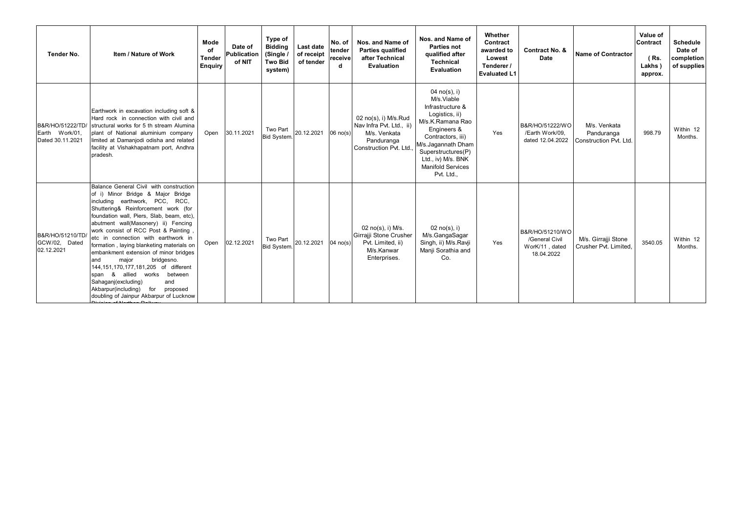| Tender No. | Item / Nature of Work | Mode of Tender Enquiry | Date of Publication of NIT | Type of Bidding (Single / Two Bid system) | Last date of receipt of tender | No. of tender received | Nos. and Name of Parties qualified after Technical Evaluation | Nos. and Name of Parties not qualified after Technical Evaluation | Whether Contract awarded to Lowest Tenderer / Evaluated L1 | Contract No. & Date | Name of Contractor | Value of Contract (Rs. Lakhs) approx. | Schedule Date of completion of supplies |
|---|---|---|---|---|---|---|---|---|---|---|---|---|---|
| B&R/HO/51222/TD/ Earth Work/01, Dated 30.11.2021 | Earthwork in excavation including soft & Hard rock in connection with civil and structural works for 5 th stream Alumina plant of National aluminium company limited at Damanjodi odisha and related facility at Vishakhapatnam port, Andhra pradesh. | Open | 30.11.2021 | Two Part Bid System. | 20.12.2021 | 06 no(s) | 02 no(s), i) M/s.Rud Nav Infra Pvt. Ltd., ii) M/s. Venkata Panduranga Construction Pvt. Ltd., | 04 no(s), i) M/s.Viable Infrastructure & Logistics, ii) M/s.K.Ramana Rao Engineers & Contractors, iii) M/s.Jagannath Dham Superstructures(P) Ltd., iv) M/s. BNK Manifold Services Pvt. Ltd., | Yes | B&R/HO/51222/WO /Earth Work/09, dated 12.04.2022 | M/s. Venkata Panduranga Construction Pvt. Ltd. | 998.79 | Within 12 Months. |
| B&R/HO/51210/TD/ GCW/02, Dated 02.12.2021 | Balance General Civil with construction of i) Minor Bridge & Major Bridge including earthwork, PCC, RCC, Shuttering& Reinforcement work (for foundation wall, Piers, Slab, beam, etc), abutment wall(Masonery) ii) Fencing work consist of RCC Post & Painting , etc in connection with earthwork in formation , laying blanketing materials on embankment extension of minor bridges and major bridgesno. 144,151,170,177,181,205 of different span & allied works between Sahaganj(excluding) and Akbarpur(including) for proposed doubling of Jainpur Akbarpur of Lucknow Division of Northen Railway | Open | 02.12.2021 | Two Part Bid System. | 20.12.2021 | 04 no(s) | 02 no(s), i) M/s. Girrajji Stone Crusher Pvt. Limited, ii) M/s.Kanwar Enterprises. | 02 no(s), i) M/s.GangaSagar Singh, ii) M/s.Ravji Manji Sorathia and Co. | Yes | B&R/HO/51210/WO /General Civil WorK/11 , dated 18.04.2022 | M/s. Girrajji Stone Crusher Pvt. Limited, | 3540.05 | Within 12 Months. |